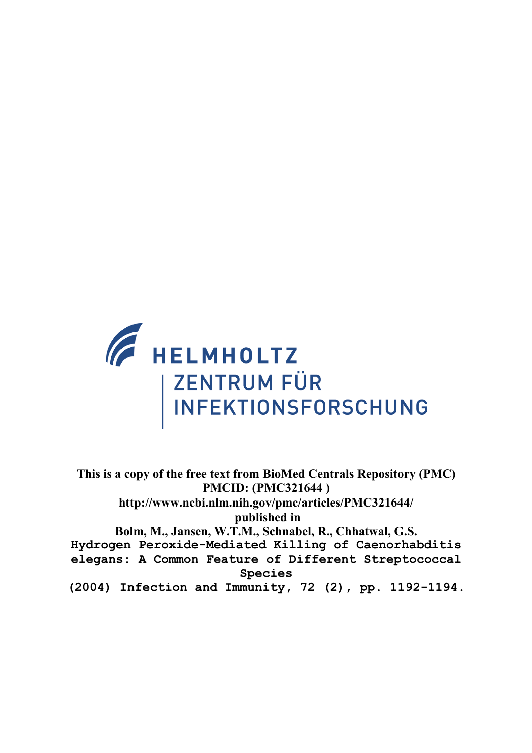HELMHOLTZ
ZENTRUM FÜR
INFEKTIONSFORSCHUNG

**This is a copy of the free text from BioMed Centrals Repository (PMC)**
**PMCID: (PMC321644 )**
**http://www.ncbi.nlm.nih.gov/pmc/articles/PMC321644/**
**published in**
**Bolm, M., Jansen, W.T.M., Schnabel, R., Chhatwal, G.S.**

**Hydrogen Peroxide-Mediated Killing of Caenorhabditis elegans: A Common Feature of Different Streptococcal Species**

**(2004) Infection and Immunity, 72 (2), pp. 1192-1194.**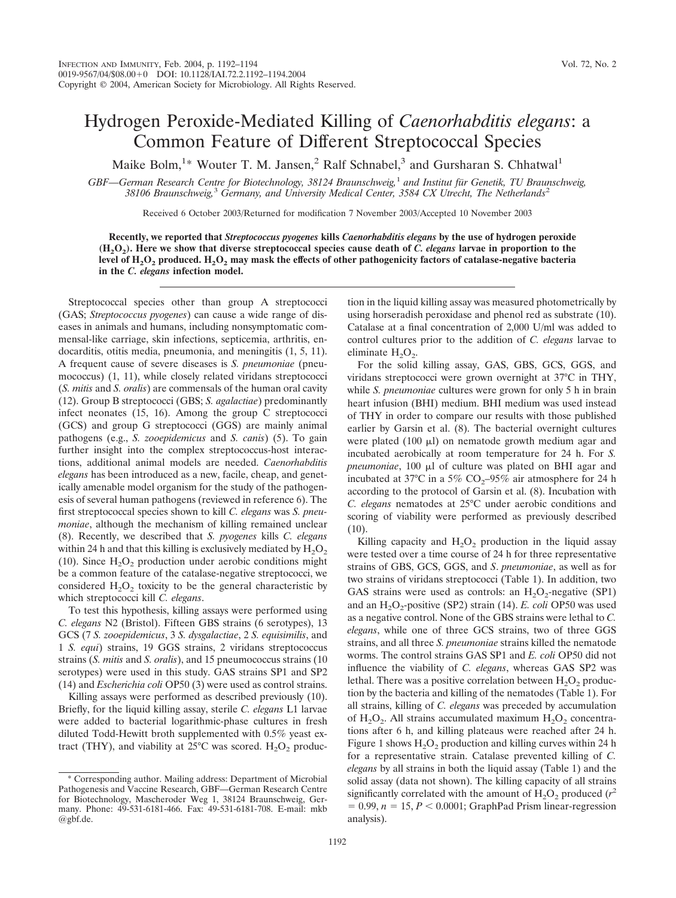# Hydrogen Peroxide-Mediated Killing of *Caenorhabditis elegans*: a Common Feature of Different Streptococcal Species

Maike Bolm,[1]* Wouter T. M. Jansen,[2] Ralf Schnabel,[3] and Gursharan S. Chhatwal[1]

*GBF—German Research Centre for Biotechnology, 38124 Braunschweig,[1] and Institut für Genetik, TU Braunschweig, 38106 Braunschweig,[3] Germany, and University Medical Center, 3584 CX Utrecht, The Netherlands[2]*

Received 6 October 2003/Returned for modification 7 November 2003/Accepted 10 November 2003

**Recently, we reported that *Streptococcus pyogenes* kills *Caenorhabditis elegans* by the use of hydrogen peroxide ($H_2O_2$). Here we show that diverse streptococcal species cause death of *C. elegans* larvae in proportion to the level of $H_2O_2$ produced. $H_2O_2$ may mask the effects of other pathogenicity factors of catalase-negative bacteria in the *C. elegans* infection model.**

Streptococcal species other than group A streptococci (GAS; *Streptococcus pyogenes*) can cause a wide range of diseases in animals and humans, including nonsymptomatic commensal-like carriage, skin infections, septicemia, arthritis, endocarditis, otitis media, pneumonia, and meningitis (1, 5, 11). A frequent cause of severe diseases is *S. pneumoniae* (pneumococcus) (1, 11), while closely related viridans streptococci (*S. mitis* and *S. oralis*) are commensals of the human oral cavity (12). Group B streptococci (GBS; *S. agalactiae*) predominantly infect neonates (15, 16). Among the group C streptococci (GCS) and group G streptococci (GGS) are mainly animal pathogens (e.g., *S. zooepidemicus* and *S. canis*) (5). To gain further insight into the complex streptococcus-host interactions, additional animal models are needed. *Caenorhabditis elegans* has been introduced as a new, facile, cheap, and genetically amenable model organism for the study of the pathogenesis of several human pathogens (reviewed in reference 6). The first streptococcal species shown to kill *C. elegans* was *S. pneumoniae*, although the mechanism of killing remained unclear (8). Recently, we described that *S. pyogenes* kills *C. elegans* within 24 h and that this killing is exclusively mediated by $H_2O_2$ (10). Since $H_2O_2$ production under aerobic conditions might be a common feature of the catalase-negative streptococci, we considered $H_2O_2$ toxicity to be the general characteristic by which streptococci kill *C. elegans*.

To test this hypothesis, killing assays were performed using *C. elegans* N2 (Bristol). Fifteen GBS strains (6 serotypes), 13 GCS (7 *S. zooepidemicus*, 3 *S. dysgalactiae*, 2 *S. equisimilis*, and 1 *S. equi*) strains, 19 GGS strains, 2 viridans streptococcus strains (*S. mitis* and *S. oralis*), and 15 pneumococcus strains (10 serotypes) were used in this study. GAS strains SP1 and SP2 (14) and *Escherichia coli* OP50 (3) were used as control strains.

Killing assays were performed as described previously (10). Briefly, for the liquid killing assay, sterile *C. elegans* L1 larvae were added to bacterial logarithmic-phase cultures in fresh diluted Todd-Hewitt broth supplemented with 0.5% yeast extract (THY), and viability at 25°C was scored. $H_2O_2$ production in the liquid killing assay was measured photometrically by using horseradish peroxidase and phenol red as substrate (10). Catalase at a final concentration of 2,000 U/ml was added to control cultures prior to the addition of *C. elegans* larvae to eliminate $H_2O_2$.

For the solid killing assay, GAS, GBS, GCS, GGS, and viridans streptococci were grown overnight at 37°C in THY, while *S. pneumoniae* cultures were grown for only 5 h in brain heart infusion (BHI) medium. BHI medium was used instead of THY in order to compare our results with those published earlier by Garsin et al. (8). The bacterial overnight cultures were plated (100 μl) on nematode growth medium agar and incubated aerobically at room temperature for 24 h. For *S. pneumoniae*, 100 μl of culture was plated on BHI agar and incubated at 37°C in a 5% $CO_2$–95% air atmosphere for 24 h according to the protocol of Garsin et al. (8). Incubation with *C. elegans* nematodes at 25°C under aerobic conditions and scoring of viability were performed as previously described (10).

Killing capacity and $H_2O_2$ production in the liquid assay were tested over a time course of 24 h for three representative strains of GBS, GCS, GGS, and *S. pneumoniae*, as well as for two strains of viridans streptococci (Table 1). In addition, two GAS strains were used as controls: an $H_2O_2$-negative (SP1) and an $H_2O_2$-positive (SP2) strain (14). *E. coli* OP50 was used as a negative control. None of the GBS strains were lethal to *C. elegans*, while one of three GCS strains, two of three GGS strains, and all three *S. pneumoniae* strains killed the nematode worms. The control strains GAS SP1 and *E. coli* OP50 did not influence the viability of *C. elegans*, whereas GAS SP2 was lethal. There was a positive correlation between $H_2O_2$ production by the bacteria and killing of the nematodes (Table 1). For all strains, killing of *C. elegans* was preceded by accumulation of $H_2O_2$. All strains accumulated maximum $H_2O_2$ concentrations after 6 h, and killing plateaus were reached after 24 h. Figure 1 shows $H_2O_2$ production and killing curves within 24 h for a representative strain. Catalase prevented killing of *C. elegans* by all strains in both the liquid assay (Table 1) and the solid assay (data not shown). The killing capacity of all strains significantly correlated with the amount of $H_2O_2$ produced ($r^2 = 0.99$, $n = 15$, $P < 0.0001$; GraphPad Prism linear-regression analysis).

---

\* Corresponding author. Mailing address: Department of Microbial Pathogenesis and Vaccine Research, GBF—German Research Centre for Biotechnology, Mascheroder Weg 1, 38124 Braunschweig, Germany. Phone: 49-531-6181-466. Fax: 49-531-6181-708. E-mail: mkb@gbf.de.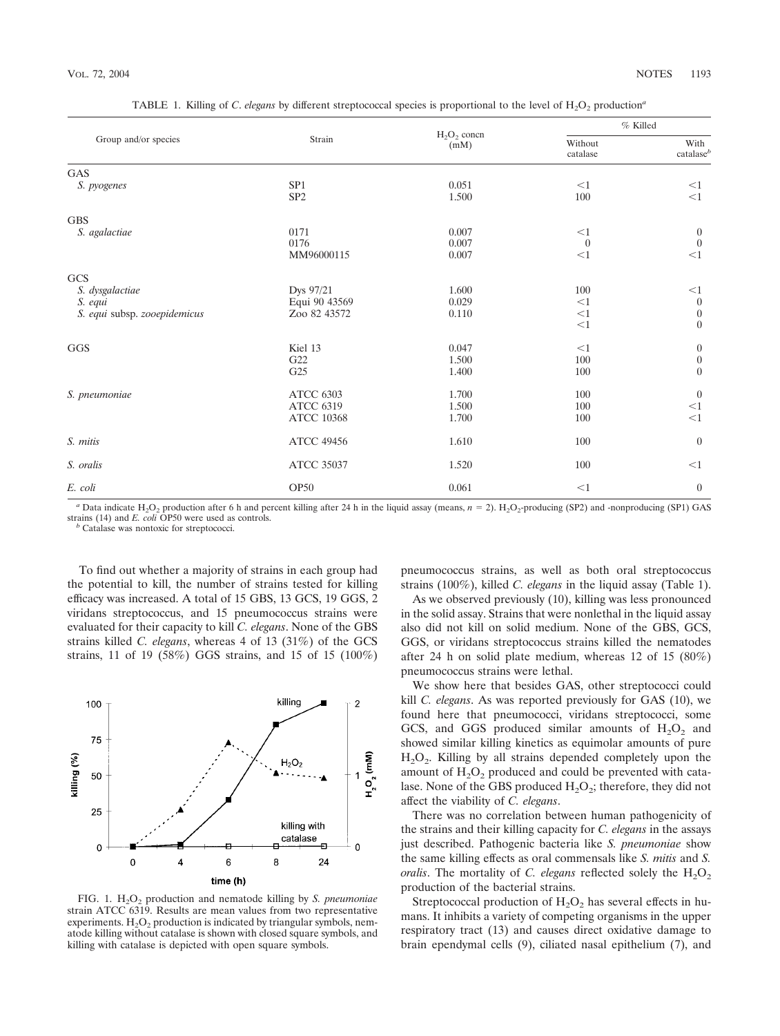TABLE 1. Killing of *C. elegans* by different streptococcal species is proportional to the level of $H_2O_2$ production[a]

| Group and/or species | Strain | $H_2O_2$ concn (mM) | % Killed | |
|---|---|---|---|---|
| | | | Without catalase | With catalase[b] |
| GAS | | | | |
| *S. pyogenes* | SP1 | 0.051 | <1 | <1 |
| | SP2 | 1.500 | 100 | <1 |
| GBS | | | | |
| *S. agalactiae* | 0171 | 0.007 | <1 | 0 |
| | 0176 | 0.007 | 0 | 0 |
| | MM96000115 | 0.007 | <1 | <1 |
| GCS | | | | |
| *S. dysgalactiae* | Dys 97/21 | 1.600 | 100 | <1 |
| *S. equi* | Equi 90 43569 | 0.029 | <1 | 0 |
| *S. equi* subsp. *zooepidemicus* | Zoo 82 43572 | 0.110 | <1 | 0 |
| | | | <1 | 0 |
| GGS | Kiel 13 | 0.047 | <1 | 0 |
| | G22 | 1.500 | 100 | 0 |
| | G25 | 1.400 | 100 | 0 |
| *S. pneumoniae* | ATCC 6303 | 1.700 | 100 | 0 |
| | ATCC 6319 | 1.500 | 100 | <1 |
| | ATCC 10368 | 1.700 | 100 | <1 |
| *S. mitis* | ATCC 49456 | 1.610 | 100 | 0 |
| *S. oralis* | ATCC 35037 | 1.520 | 100 | <1 |
| *E. coli* | OP50 | 0.061 | <1 | 0 |

[a] Data indicate $H_2O_2$ production after 6 h and percent killing after 24 h in the liquid assay (means, $n = 2$). $H_2O_2$-producing (SP2) and -nonproducing (SP1) GAS strains (14) and *E. coli* OP50 were used as controls.

[b] Catalase was nontoxic for streptococci.

To find out whether a majority of strains in each group had the potential to kill, the number of strains tested for killing efficacy was increased. A total of 15 GBS, 13 GCS, 19 GGS, 2 viridans streptococcus, and 15 pneumococcus strains were evaluated for their capacity to kill *C. elegans*. None of the GBS strains killed *C. elegans*, whereas 4 of 13 (31%) of the GCS strains, 11 of 19 (58%) GGS strains, and 15 of 15 (100%) pneumococcus strains, as well as both oral streptococcus strains (100%), killed *C. elegans* in the liquid assay (Table 1).

FIG. 1. $H_2O_2$ production and nematode killing by *S. pneumoniae* strain ATCC 6319. Results are mean values from two representative experiments. $H_2O_2$ production is indicated by triangular symbols, nematode killing without catalase is shown with closed square symbols, and killing with catalase is depicted with open square symbols.

As we observed previously (10), killing was less pronounced in the solid assay. Strains that were nonlethal in the liquid assay also did not kill on solid medium. None of the GBS, GCS, GGS, or viridans streptococcus strains killed the nematodes after 24 h on solid plate medium, whereas 12 of 15 (80%) pneumococcus strains were lethal.

We show here that besides GAS, other streptococci could kill *C. elegans*. As was reported previously for GAS (10), we found here that pneumococci, viridans streptococci, some GCS, and GGS produced similar amounts of $H_2O_2$ and showed similar killing kinetics as equimolar amounts of pure $H_2O_2$. Killing by all strains depended completely upon the amount of $H_2O_2$ produced and could be prevented with catalase. None of the GBS produced $H_2O_2$; therefore, they did not affect the viability of *C. elegans*.

There was no correlation between human pathogenicity of the strains and their killing capacity for *C. elegans* in the assays just described. Pathogenic bacteria like *S. pneumoniae* show the same killing effects as oral commensals like *S. mitis* and *S. oralis*. The mortality of *C. elegans* reflected solely the $H_2O_2$ production of the bacterial strains.

Streptococcal production of $H_2O_2$ has several effects in humans. It inhibits a variety of competing organisms in the upper respiratory tract (13) and causes direct oxidative damage to brain ependymal cells (9), ciliated nasal epithelium (7), and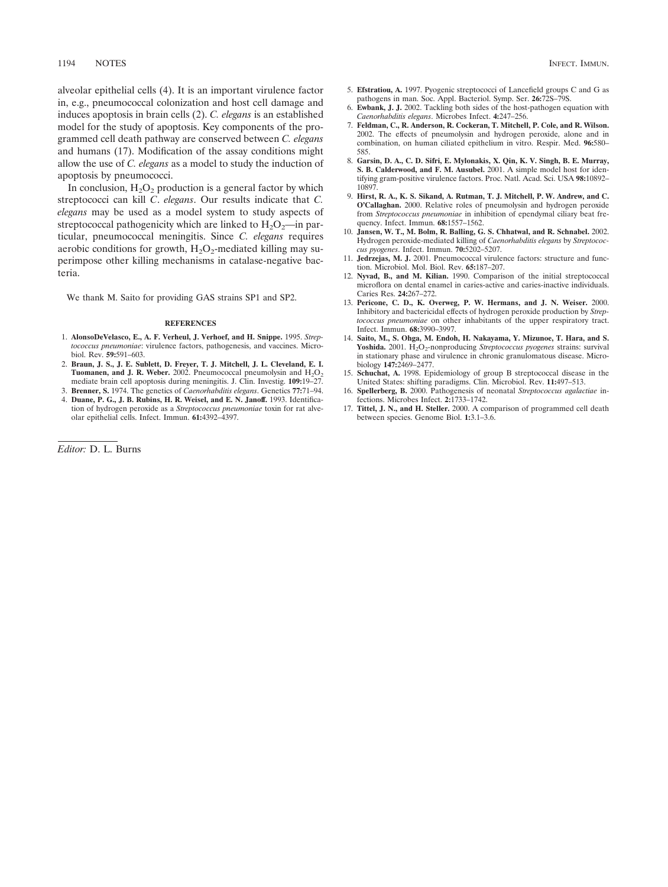alveolar epithelial cells (4). It is an important virulence factor in, e.g., pneumococcal colonization and host cell damage and induces apoptosis in brain cells (2). *C. elegans* is an established model for the study of apoptosis. Key components of the programmed cell death pathway are conserved between *C. elegans* and humans (17). Modification of the assay conditions might allow the use of *C. elegans* as a model to study the induction of apoptosis by pneumococci.

In conclusion, $H_2O_2$ production is a general factor by which streptococci can kill *C. elegans*. Our results indicate that *C. elegans* may be used as a model system to study aspects of streptococcal pathogenicity which are linked to $H_2O_2$—in particular, pneumococcal meningitis. Since *C. elegans* requires aerobic conditions for growth, $H_2O_2$-mediated killing may superimpose other killing mechanisms in catalase-negative bacteria.

We thank M. Saito for providing GAS strains SP1 and SP2.

## REFERENCES

1. **AlonsoDeVelasco, E., A. F. Verheul, J. Verhoef, and H. Snippe.** 1995. *Streptococcus pneumoniae*: virulence factors, pathogenesis, and vaccines. Microbiol. Rev. **59:**591–603.
2. **Braun, J. S., J. E. Sublett, D. Freyer, T. J. Mitchell, J. L. Cleveland, E. I. Tuomanen, and J. R. Weber.** 2002. Pneumococcal pneumolysin and $H_2O_2$ mediate brain cell apoptosis during meningitis. J. Clin. Investig. **109:**19–27.
3. **Brenner, S.** 1974. The genetics of *Caenorhabditis elegans*. Genetics **77:**71–94.
4. **Duane, P. G., J. B. Rubins, H. R. Weisel, and E. N. Janoff.** 1993. Identification of hydrogen peroxide as a *Streptococcus pneumoniae* toxin for rat alveolar epithelial cells. Infect. Immun. **61:**4392–4397.
5. **Efstratiou, A.** 1997. Pyogenic streptococci of Lancefield groups C and G as pathogens in man. Soc. Appl. Bacteriol. Symp. Ser. **26:**72S–79S.
6. **Ewbank, J. J.** 2002. Tackling both sides of the host-pathogen equation with *Caenorhabditis elegans*. Microbes Infect. **4:**247–256.
7. **Feldman, C., R. Anderson, R. Cockeran, T. Mitchell, P. Cole, and R. Wilson.** 2002. The effects of pneumolysin and hydrogen peroxide, alone and in combination, on human ciliated epithelium in vitro. Respir. Med. **96:**580–585.
8. **Garsin, D. A., C. D. Sifri, E. Mylonakis, X. Qin, K. V. Singh, B. E. Murray, S. B. Calderwood, and F. M. Ausubel.** 2001. A simple model host for identifying gram-positive virulence factors. Proc. Natl. Acad. Sci. USA **98:**10892–10897.
9. **Hirst, R. A., K. S. Sikand, A. Rutman, T. J. Mitchell, P. W. Andrew, and C. O'Callaghan.** 2000. Relative roles of pneumolysin and hydrogen peroxide from *Streptococcus pneumoniae* in inhibition of ependymal ciliary beat frequency. Infect. Immun. **68:**1557–1562.
10. **Jansen, W. T., M. Bolm, R. Balling, G. S. Chhatwal, and R. Schnabel.** 2002. Hydrogen peroxide-mediated killing of *Caenorhabditis elegans* by *Streptococcus pyogenes*. Infect. Immun. **70:**5202–5207.
11. **Jedrzejas, M. J.** 2001. Pneumococcal virulence factors: structure and function. Microbiol. Mol. Biol. Rev. **65:**187–207.
12. **Nyvad, B., and M. Kilian.** 1990. Comparison of the initial streptococcal microflora on dental enamel in caries-active and caries-inactive individuals. Caries Res. **24:**267–272.
13. **Pericone, C. D., K. Overweg, P. W. Hermans, and J. N. Weiser.** 2000. Inhibitory and bactericidal effects of hydrogen peroxide production by *Streptococcus pneumoniae* on other inhabitants of the upper respiratory tract. Infect. Immun. **68:**3990–3997.
14. **Saito, M., S. Ohga, M. Endoh, H. Nakayama, Y. Mizunoe, T. Hara, and S. Yoshida.** 2001. $H_2O_2$-nonproducing *Streptococcus pyogenes* strains: survival in stationary phase and virulence in chronic granulomatous disease. Microbiology **147:**2469–2477.
15. **Schuchat, A.** 1998. Epidemiology of group B streptococcal disease in the United States: shifting paradigms. Clin. Microbiol. Rev. **11:**497–513.
16. **Spellerberg, B.** 2000. Pathogenesis of neonatal *Streptococcus agalactiae* infections. Microbes Infect. **2:**1733–1742.
17. **Tittel, J. N., and H. Steller.** 2000. A comparison of programmed cell death between species. Genome Biol. **1:**3.1–3.6.

*Editor:* D. L. Burns